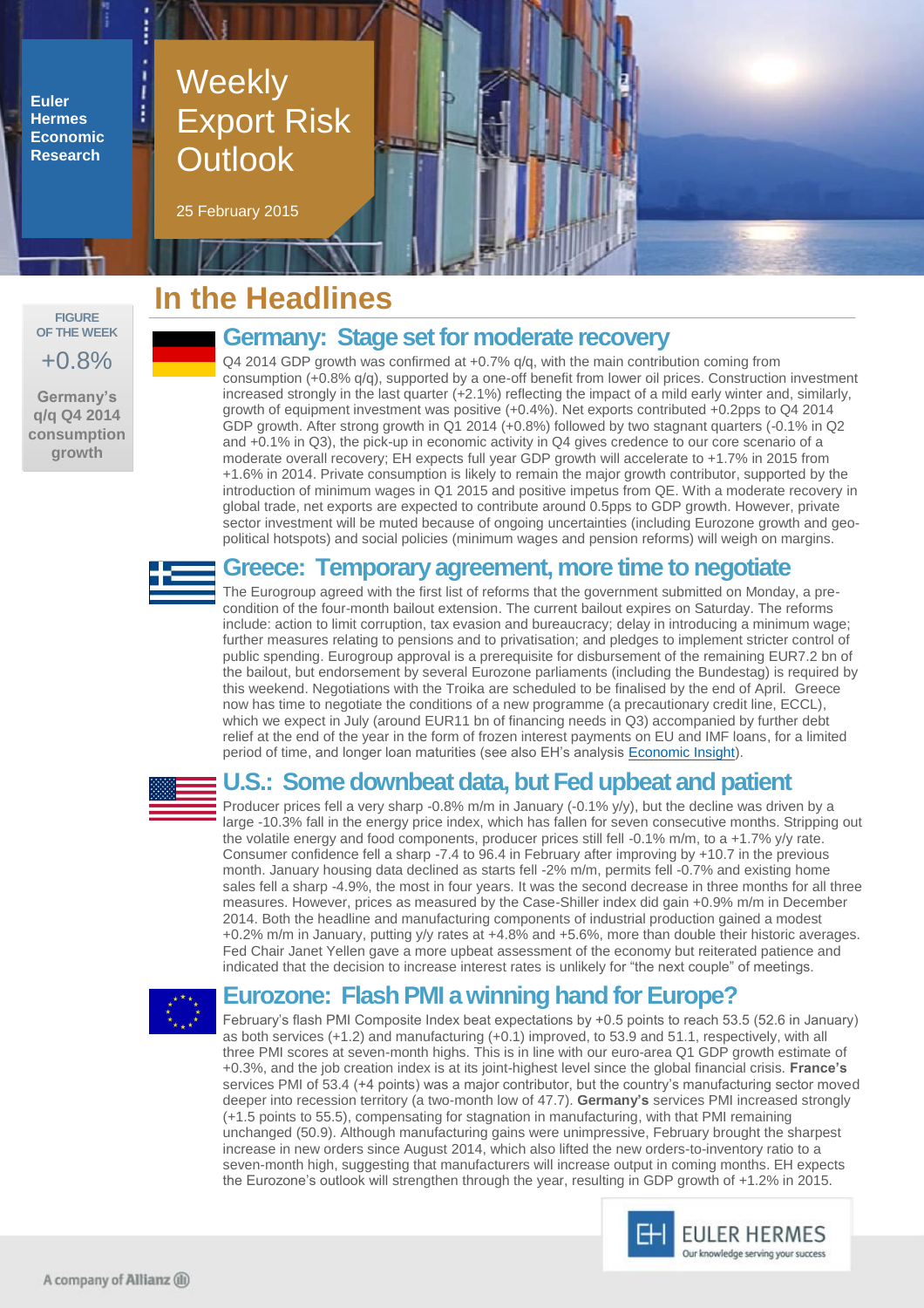Euler Hermes Economic Research

# Weekly Export Risk Outlook

25 February 2015

FIGURE OF THE WEEK

+0.8%

Germany's q/q Q4 2014 consumption growth

## In the Headlines

### Germany: Stage set for moderate recovery

Q4 2014 GDP growth was confirmed at +0.7% q/q, with the main contribution coming from consumption (+0.8% q/q), supported by a one-off benefit from lower oil prices. Construction investment increased strongly in the last quarter (+2.1%) reflecting the impact of a mild early winter and, similarly, growth of equipment investment was positive (+0.4%). Net exports contributed +0.2pps to Q4 2014 GDP growth. After strong growth in Q1 2014 (+0.8%) followed by two stagnant quarters (-0.1% in Q2 and +0.1% in Q3), the pick-up in economic activity in Q4 gives credence to our core scenario of a moderate overall recovery; EH expects full year GDP growth will accelerate to +1.7% in 2015 from +1.6% in 2014. Private consumption is likely to remain the major growth contributor, supported by the introduction of minimum wages in Q1 2015 and positive impetus from QE. With a moderate recovery in global trade, net exports are expected to contribute around 0.5pps to GDP growth. However, private sector investment will be muted because of ongoing uncertainties (including Eurozone growth and geo-political hotspots) and social policies (minimum wages and pension reforms) will weigh on margins.

### Greece: Temporary agreement, more time to negotiate

The Eurogroup agreed with the first list of reforms that the government submitted on Monday, a pre-condition of the four-month bailout extension. The current bailout expires on Saturday. The reforms include: action to limit corruption, tax evasion and bureaucracy; delay in introducing a minimum wage; further measures relating to pensions and to privatisation; and pledges to implement stricter control of public spending. Eurogroup approval is a prerequisite for disbursement of the remaining EUR7.2 bn of the bailout, but endorsement by several Eurozone parliaments (including the Bundestag) is required by this weekend. Negotiations with the Troika are scheduled to be finalised by the end of April. Greece now has time to negotiate the conditions of a new programme (a precautionary credit line, ECCL), which we expect in July (around EUR11 bn of financing needs in Q3) accompanied by further debt relief at the end of the year in the form of frozen interest payments on EU and IMF loans, for a limited period of time, and longer loan maturities (see also EH's analysis Economic Insight).

### U.S.: Some downbeat data, but Fed upbeat and patient

Producer prices fell a very sharp -0.8% m/m in January (-0.1% y/y), but the decline was driven by a large -10.3% fall in the energy price index, which has fallen for seven consecutive months. Stripping out the volatile energy and food components, producer prices still fell -0.1% m/m, to a +1.7% y/y rate. Consumer confidence fell a sharp -7.4 to 96.4 in February after improving by +10.7 in the previous month. January housing data declined as starts fell -2% m/m, permits fell -0.7% and existing home sales fell a sharp -4.9%, the most in four years. It was the second decrease in three months for all three measures. However, prices as measured by the Case-Shiller index did gain +0.9% m/m in December 2014. Both the headline and manufacturing components of industrial production gained a modest +0.2% m/m in January, putting y/y rates at +4.8% and +5.6%, more than double their historic averages. Fed Chair Janet Yellen gave a more upbeat assessment of the economy but reiterated patience and indicated that the decision to increase interest rates is unlikely for "the next couple" of meetings.

### Eurozone: Flash PMI a winning hand for Europe?

February's flash PMI Composite Index beat expectations by +0.5 points to reach 53.5 (52.6 in January) as both services (+1.2) and manufacturing (+0.1) improved, to 53.9 and 51.1, respectively, with all three PMI scores at seven-month highs. This is in line with our euro-area Q1 GDP growth estimate of +0.3%, and the job creation index is at its joint-highest level since the global financial crisis. **France's** services PMI of 53.4 (+4 points) was a major contributor, but the country's manufacturing sector moved deeper into recession territory (a two-month low of 47.7). **Germany's** services PMI increased strongly (+1.5 points to 55.5), compensating for stagnation in manufacturing, with that PMI remaining unchanged (50.9). Although manufacturing gains were unimpressive, February brought the sharpest increase in new orders since August 2014, which also lifted the new orders-to-inventory ratio to a seven-month high, suggesting that manufacturers will increase output in coming months. EH expects the Eurozone's outlook will strengthen through the year, resulting in GDP growth of +1.2% in 2015.

EULER HERMES
Our knowledge serving your success

A company of Allianz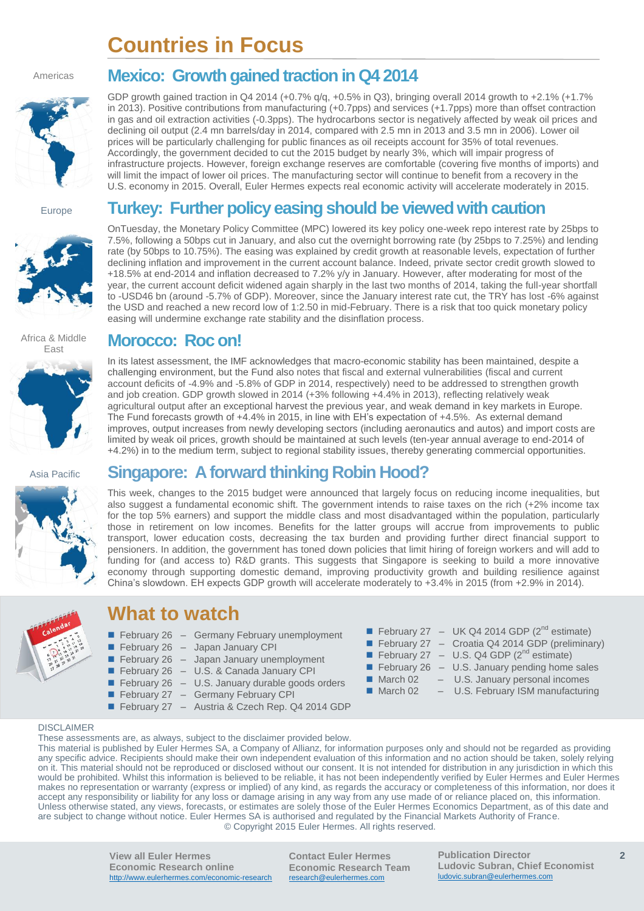# Countries in Focus

Americas

## Mexico: Growth gained traction in Q4 2014

GDP growth gained traction in Q4 2014 (+0.7% q/q, +0.5% in Q3), bringing overall 2014 growth to +2.1% (+1.7% in 2013). Positive contributions from manufacturing (+0.7pps) and services (+1.7pps) more than offset contraction in gas and oil extraction activities (-0.3pps). The hydrocarbons sector is negatively affected by weak oil prices and declining oil output (2.4 mn barrels/day in 2014, compared with 2.5 mn in 2013 and 3.5 mn in 2006). Lower oil prices will be particularly challenging for public finances as oil receipts account for 35% of total revenues. Accordingly, the government decided to cut the 2015 budget by nearly 3%, which will impair progress of infrastructure projects. However, foreign exchange reserves are comfortable (covering five months of imports) and will limit the impact of lower oil prices. The manufacturing sector will continue to benefit from a recovery in the U.S. economy in 2015. Overall, Euler Hermes expects real economic activity will accelerate moderately in 2015.

Europe

## Turkey: Further policy easing should be viewed with caution

OnTuesday, the Monetary Policy Committee (MPC) lowered its key policy one-week repo interest rate by 25bps to 7.5%, following a 50bps cut in January, and also cut the overnight borrowing rate (by 25bps to 7.25%) and lending rate (by 50bps to 10.75%). The easing was explained by credit growth at reasonable levels, expectation of further declining inflation and improvement in the current account balance. Indeed, private sector credit growth slowed to +18.5% at end-2014 and inflation decreased to 7.2% y/y in January. However, after moderating for most of the year, the current account deficit widened again sharply in the last two months of 2014, taking the full-year shortfall to -USD46 bn (around -5.7% of GDP). Moreover, since the January interest rate cut, the TRY has lost -6% against the USD and reached a new record low of 1:2.50 in mid-February. There is a risk that too quick monetary policy easing will undermine exchange rate stability and the disinflation process.

Africa & Middle East

## Morocco: Roc on!

In its latest assessment, the IMF acknowledges that macro-economic stability has been maintained, despite a challenging environment, but the Fund also notes that fiscal and external vulnerabilities (fiscal and current account deficits of -4.9% and -5.8% of GDP in 2014, respectively) need to be addressed to strengthen growth and job creation. GDP growth slowed in 2014 (+3% following +4.4% in 2013), reflecting relatively weak agricultural output after an exceptional harvest the previous year, and weak demand in key markets in Europe. The Fund forecasts growth of +4.4% in 2015, in line with EH's expectation of +4.5%. As external demand improves, output increases from newly developing sectors (including aeronautics and autos) and import costs are limited by weak oil prices, growth should be maintained at such levels (ten-year annual average to end-2014 of +4.2%) in to the medium term, subject to regional stability issues, thereby generating commercial opportunities.

Asia Pacific

## Singapore: A forward thinking Robin Hood?

This week, changes to the 2015 budget were announced that largely focus on reducing income inequalities, but also suggest a fundamental economic shift. The government intends to raise taxes on the rich (+2% income tax for the top 5% earners) and support the middle class and most disadvantaged within the population, particularly those in retirement on low incomes. Benefits for the latter groups will accrue from improvements to public transport, lower education costs, decreasing the tax burden and providing further direct financial support to pensioners. In addition, the government has toned down policies that limit hiring of foreign workers and will add to funding for (and access to) R&D grants. This suggests that Singapore is seeking to build a more innovative economy through supporting domestic demand, improving productivity growth and building resilience against China's slowdown. EH expects GDP growth will accelerate moderately to +3.4% in 2015 (from +2.9% in 2014).

# What to watch

- February 26 – Germany February unemployment
- February 26 – Japan January CPI
- February 26 – Japan January unemployment
- February 26 – U.S. & Canada January CPI
- February 26 – U.S. January durable goods orders
- February 27 – Germany February CPI
- February 27 – Austria & Czech Rep. Q4 2014 GDP
- February 27 – UK Q4 2014 GDP (2nd estimate)
- February 27 – Croatia Q4 2014 GDP (preliminary)
- February 27 – U.S. Q4 GDP (2nd estimate)
- February 26 – U.S. January pending home sales
- March 02 – U.S. January personal incomes
- March 02 – U.S. February ISM manufacturing

DISCLAIMER

These assessments are, as always, subject to the disclaimer provided below.

This material is published by Euler Hermes SA, a Company of Allianz, for information purposes only and should not be regarded as providing any specific advice. Recipients should make their own independent evaluation of this information and no action should be taken, solely relying on it. This material should not be reproduced or disclosed without our consent. It is not intended for distribution in any jurisdiction in which this would be prohibited. Whilst this information is believed to be reliable, it has not been independently verified by Euler Hermes and Euler Hermes makes no representation or warranty (express or implied) of any kind, as regards the accuracy or completeness of this information, nor does it accept any responsibility or liability for any loss or damage arising in any way from any use made of or reliance placed on, this information. Unless otherwise stated, any views, forecasts, or estimates are solely those of the Euler Hermes Economics Department, as of this date and are subject to change without notice. Euler Hermes SA is authorised and regulated by the Financial Markets Authority of France.

© Copyright 2015 Euler Hermes. All rights reserved.

**View all Euler Hermes Economic Research online**
http://www.eulerhermes.com/economic-research

**Contact Euler Hermes Economic Research Team**
research@eulerhermes.com

**Publication Director**
**Ludovic Subran, Chief Economist**
ludovic.subran@eulerhermes.com